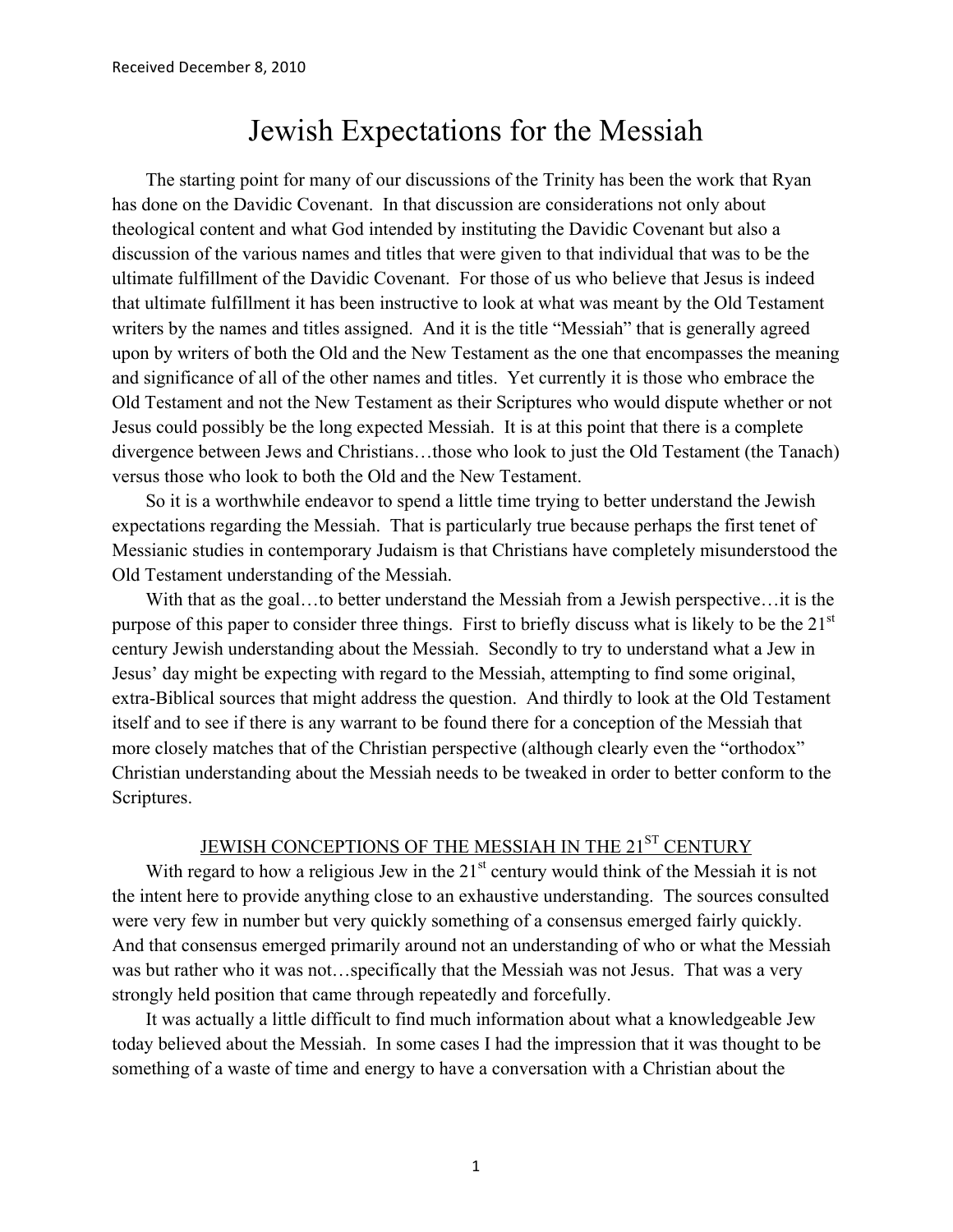Received December 8, 2010

# Jewish Expectations for the Messiah

The starting point for many of our discussions of the Trinity has been the work that Ryan has done on the Davidic Covenant. In that discussion are considerations not only about theological content and what God intended by instituting the Davidic Covenant but also a discussion of the various names and titles that were given to that individual that was to be the ultimate fulfillment of the Davidic Covenant. For those of us who believe that Jesus is indeed that ultimate fulfillment it has been instructive to look at what was meant by the Old Testament writers by the names and titles assigned. And it is the title "Messiah" that is generally agreed upon by writers of both the Old and the New Testament as the one that encompasses the meaning and significance of all of the other names and titles. Yet currently it is those who embrace the Old Testament and not the New Testament as their Scriptures who would dispute whether or not Jesus could possibly be the long expected Messiah. It is at this point that there is a complete divergence between Jews and Christians…those who look to just the Old Testament (the Tanach) versus those who look to both the Old and the New Testament.

So it is a worthwhile endeavor to spend a little time trying to better understand the Jewish expectations regarding the Messiah. That is particularly true because perhaps the first tenet of Messianic studies in contemporary Judaism is that Christians have completely misunderstood the Old Testament understanding of the Messiah.

With that as the goal…to better understand the Messiah from a Jewish perspective…it is the purpose of this paper to consider three things. First to briefly discuss what is likely to be the 21st century Jewish understanding about the Messiah. Secondly to try to understand what a Jew in Jesus' day might be expecting with regard to the Messiah, attempting to find some original, extra-Biblical sources that might address the question. And thirdly to look at the Old Testament itself and to see if there is any warrant to be found there for a conception of the Messiah that more closely matches that of the Christian perspective (although clearly even the "orthodox" Christian understanding about the Messiah needs to be tweaked in order to better conform to the Scriptures.

## JEWISH CONCEPTIONS OF THE MESSIAH IN THE 21ST CENTURY

With regard to how a religious Jew in the 21st century would think of the Messiah it is not the intent here to provide anything close to an exhaustive understanding. The sources consulted were very few in number but very quickly something of a consensus emerged fairly quickly. And that consensus emerged primarily around not an understanding of who or what the Messiah was but rather who it was not…specifically that the Messiah was not Jesus. That was a very strongly held position that came through repeatedly and forcefully.

It was actually a little difficult to find much information about what a knowledgeable Jew today believed about the Messiah. In some cases I had the impression that it was thought to be something of a waste of time and energy to have a conversation with a Christian about the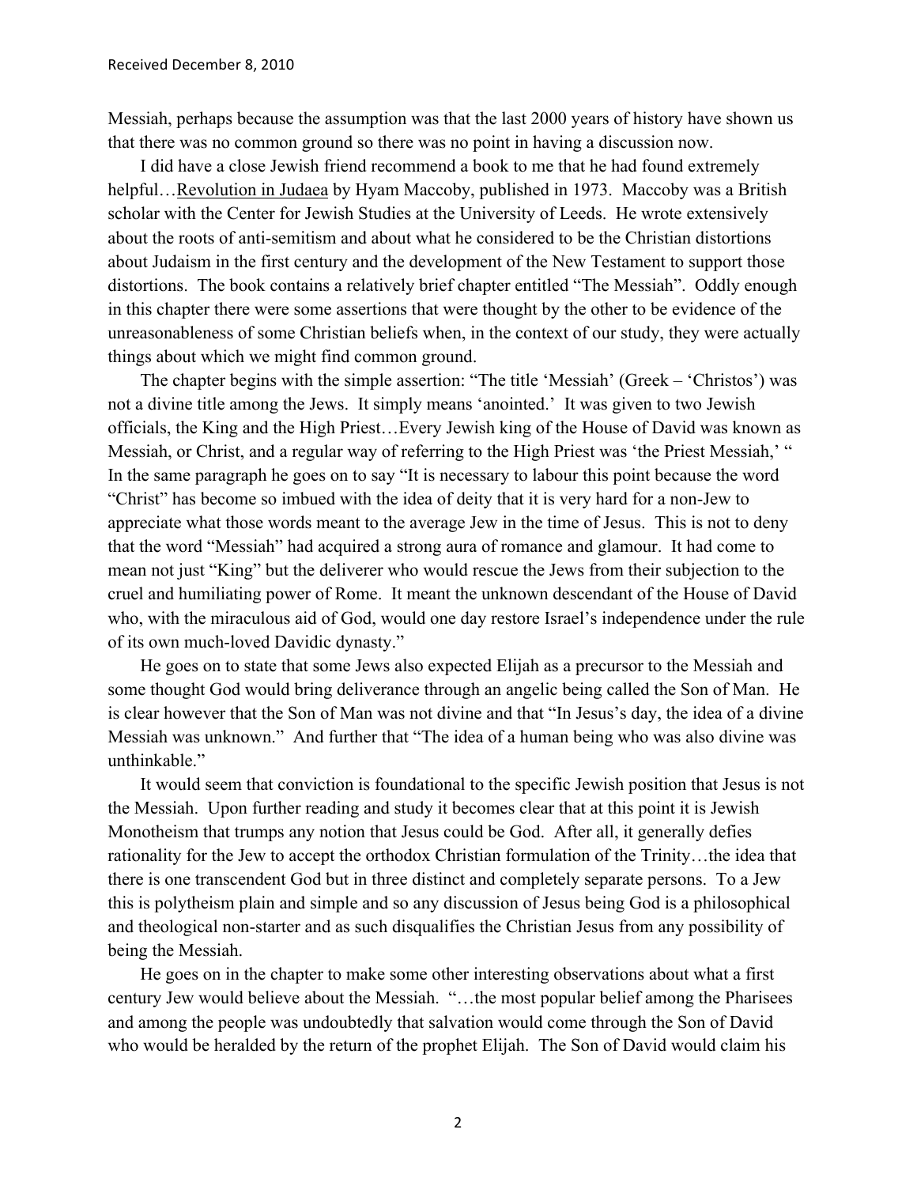Messiah, perhaps because the assumption was that the last 2000 years of history have shown us that there was no common ground so there was no point in having a discussion now.

I did have a close Jewish friend recommend a book to me that he had found extremely helpful…Revolution in Judaea by Hyam Maccoby, published in 1973. Maccoby was a British scholar with the Center for Jewish Studies at the University of Leeds. He wrote extensively about the roots of anti-semitism and about what he considered to be the Christian distortions about Judaism in the first century and the development of the New Testament to support those distortions. The book contains a relatively brief chapter entitled "The Messiah". Oddly enough in this chapter there were some assertions that were thought by the other to be evidence of the unreasonableness of some Christian beliefs when, in the context of our study, they were actually things about which we might find common ground.

The chapter begins with the simple assertion: "The title 'Messiah' (Greek – 'Christos') was not a divine title among the Jews. It simply means 'anointed.' It was given to two Jewish officials, the King and the High Priest…Every Jewish king of the House of David was known as Messiah, or Christ, and a regular way of referring to the High Priest was 'the Priest Messiah,' " In the same paragraph he goes on to say "It is necessary to labour this point because the word "Christ" has become so imbued with the idea of deity that it is very hard for a non-Jew to appreciate what those words meant to the average Jew in the time of Jesus. This is not to deny that the word "Messiah" had acquired a strong aura of romance and glamour. It had come to mean not just "King" but the deliverer who would rescue the Jews from their subjection to the cruel and humiliating power of Rome. It meant the unknown descendant of the House of David who, with the miraculous aid of God, would one day restore Israel's independence under the rule of its own much-loved Davidic dynasty."

He goes on to state that some Jews also expected Elijah as a precursor to the Messiah and some thought God would bring deliverance through an angelic being called the Son of Man. He is clear however that the Son of Man was not divine and that "In Jesus's day, the idea of a divine Messiah was unknown." And further that "The idea of a human being who was also divine was unthinkable."

It would seem that conviction is foundational to the specific Jewish position that Jesus is not the Messiah. Upon further reading and study it becomes clear that at this point it is Jewish Monotheism that trumps any notion that Jesus could be God. After all, it generally defies rationality for the Jew to accept the orthodox Christian formulation of the Trinity…the idea that there is one transcendent God but in three distinct and completely separate persons. To a Jew this is polytheism plain and simple and so any discussion of Jesus being God is a philosophical and theological non-starter and as such disqualifies the Christian Jesus from any possibility of being the Messiah.

He goes on in the chapter to make some other interesting observations about what a first century Jew would believe about the Messiah. "…the most popular belief among the Pharisees and among the people was undoubtedly that salvation would come through the Son of David who would be heralded by the return of the prophet Elijah. The Son of David would claim his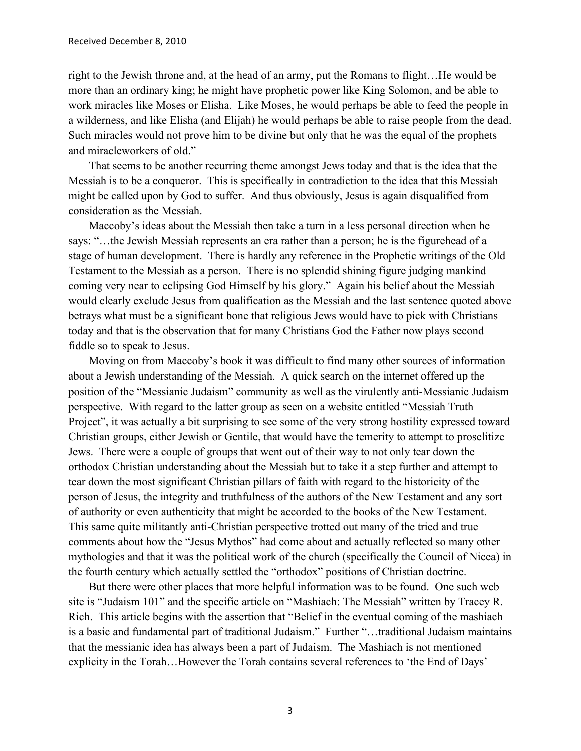right to the Jewish throne and, at the head of an army, put the Romans to flight…He would be more than an ordinary king; he might have prophetic power like King Solomon, and be able to work miracles like Moses or Elisha. Like Moses, he would perhaps be able to feed the people in a wilderness, and like Elisha (and Elijah) he would perhaps be able to raise people from the dead. Such miracles would not prove him to be divine but only that he was the equal of the prophets and miracleworkers of old."

That seems to be another recurring theme amongst Jews today and that is the idea that the Messiah is to be a conqueror. This is specifically in contradiction to the idea that this Messiah might be called upon by God to suffer. And thus obviously, Jesus is again disqualified from consideration as the Messiah.

Maccoby's ideas about the Messiah then take a turn in a less personal direction when he says: "…the Jewish Messiah represents an era rather than a person; he is the figurehead of a stage of human development. There is hardly any reference in the Prophetic writings of the Old Testament to the Messiah as a person. There is no splendid shining figure judging mankind coming very near to eclipsing God Himself by his glory." Again his belief about the Messiah would clearly exclude Jesus from qualification as the Messiah and the last sentence quoted above betrays what must be a significant bone that religious Jews would have to pick with Christians today and that is the observation that for many Christians God the Father now plays second fiddle so to speak to Jesus.

Moving on from Maccoby's book it was difficult to find many other sources of information about a Jewish understanding of the Messiah. A quick search on the internet offered up the position of the "Messianic Judaism" community as well as the virulently anti-Messianic Judaism perspective. With regard to the latter group as seen on a website entitled "Messiah Truth Project", it was actually a bit surprising to see some of the very strong hostility expressed toward Christian groups, either Jewish or Gentile, that would have the temerity to attempt to proselitize Jews. There were a couple of groups that went out of their way to not only tear down the orthodox Christian understanding about the Messiah but to take it a step further and attempt to tear down the most significant Christian pillars of faith with regard to the historicity of the person of Jesus, the integrity and truthfulness of the authors of the New Testament and any sort of authority or even authenticity that might be accorded to the books of the New Testament. This same quite militantly anti-Christian perspective trotted out many of the tried and true comments about how the "Jesus Mythos" had come about and actually reflected so many other mythologies and that it was the political work of the church (specifically the Council of Nicea) in the fourth century which actually settled the "orthodox" positions of Christian doctrine.

But there were other places that more helpful information was to be found. One such web site is "Judaism 101" and the specific article on "Mashiach: The Messiah" written by Tracey R. Rich. This article begins with the assertion that "Belief in the eventual coming of the mashiach is a basic and fundamental part of traditional Judaism." Further "…traditional Judaism maintains that the messianic idea has always been a part of Judaism. The Mashiach is not mentioned explicity in the Torah…However the Torah contains several references to 'the End of Days'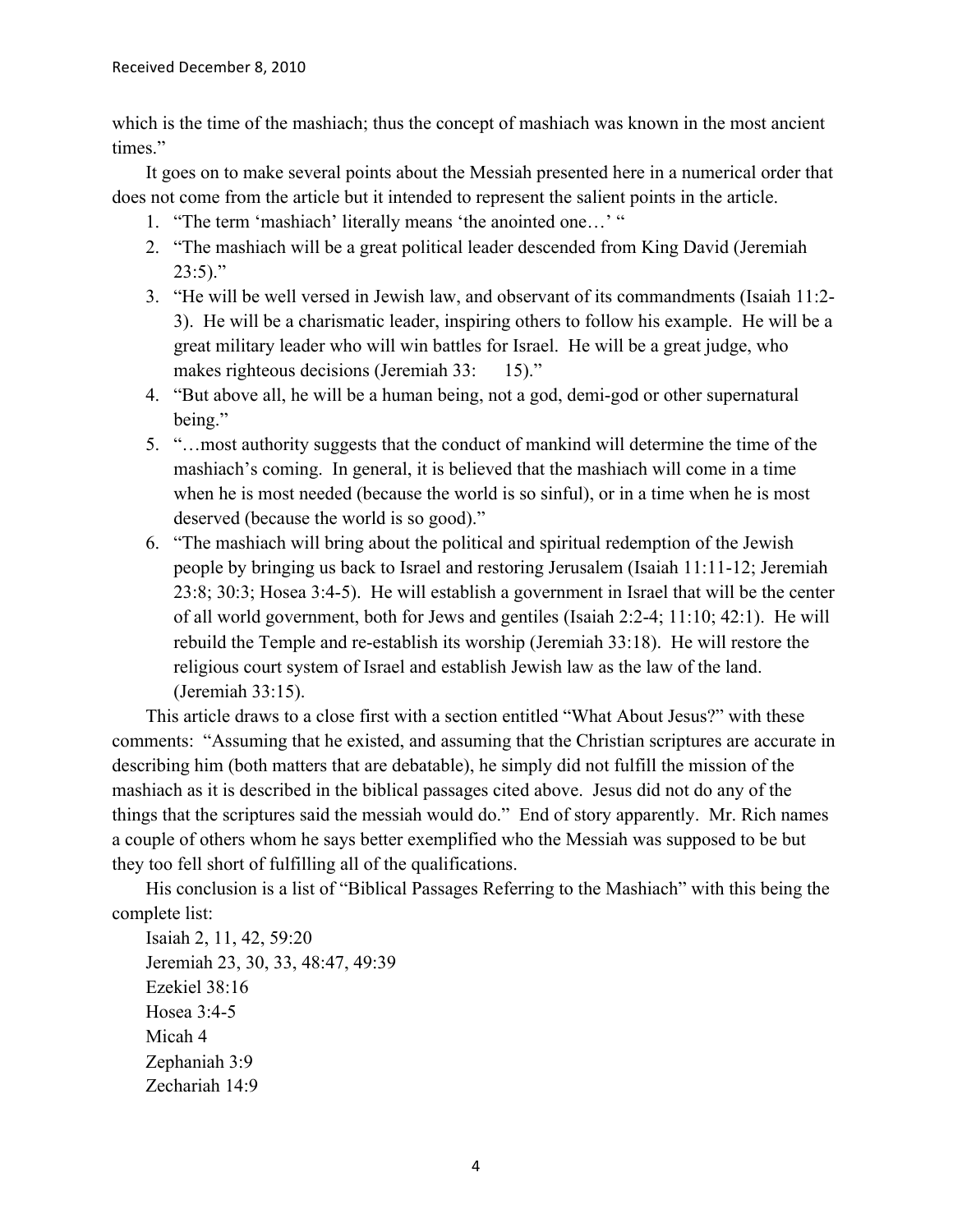which is the time of the mashiach; thus the concept of mashiach was known in the most ancient times."

It goes on to make several points about the Messiah presented here in a numerical order that does not come from the article but it intended to represent the salient points in the article.

1. "The term 'mashiach' literally means 'the anointed one…' "
2. "The mashiach will be a great political leader descended from King David (Jeremiah 23:5)."
3. "He will be well versed in Jewish law, and observant of its commandments (Isaiah 11:2-3). He will be a charismatic leader, inspiring others to follow his example. He will be a great military leader who will win battles for Israel. He will be a great judge, who makes righteous decisions (Jeremiah 33: 15)."
4. "But above all, he will be a human being, not a god, demi-god or other supernatural being."
5. "…most authority suggests that the conduct of mankind will determine the time of the mashiach's coming. In general, it is believed that the mashiach will come in a time when he is most needed (because the world is so sinful), or in a time when he is most deserved (because the world is so good)."
6. "The mashiach will bring about the political and spiritual redemption of the Jewish people by bringing us back to Israel and restoring Jerusalem (Isaiah 11:11-12; Jeremiah 23:8; 30:3; Hosea 3:4-5). He will establish a government in Israel that will be the center of all world government, both for Jews and gentiles (Isaiah 2:2-4; 11:10; 42:1). He will rebuild the Temple and re-establish its worship (Jeremiah 33:18). He will restore the religious court system of Israel and establish Jewish law as the law of the land. (Jeremiah 33:15).

This article draws to a close first with a section entitled "What About Jesus?" with these comments: "Assuming that he existed, and assuming that the Christian scriptures are accurate in describing him (both matters that are debatable), he simply did not fulfill the mission of the mashiach as it is described in the biblical passages cited above. Jesus did not do any of the things that the scriptures said the messiah would do." End of story apparently. Mr. Rich names a couple of others whom he says better exemplified who the Messiah was supposed to be but they too fell short of fulfilling all of the qualifications.

His conclusion is a list of "Biblical Passages Referring to the Mashiach" with this being the complete list:

Isaiah 2, 11, 42, 59:20
Jeremiah 23, 30, 33, 48:47, 49:39
Ezekiel 38:16
Hosea 3:4-5
Micah 4
Zephaniah 3:9
Zechariah 14:9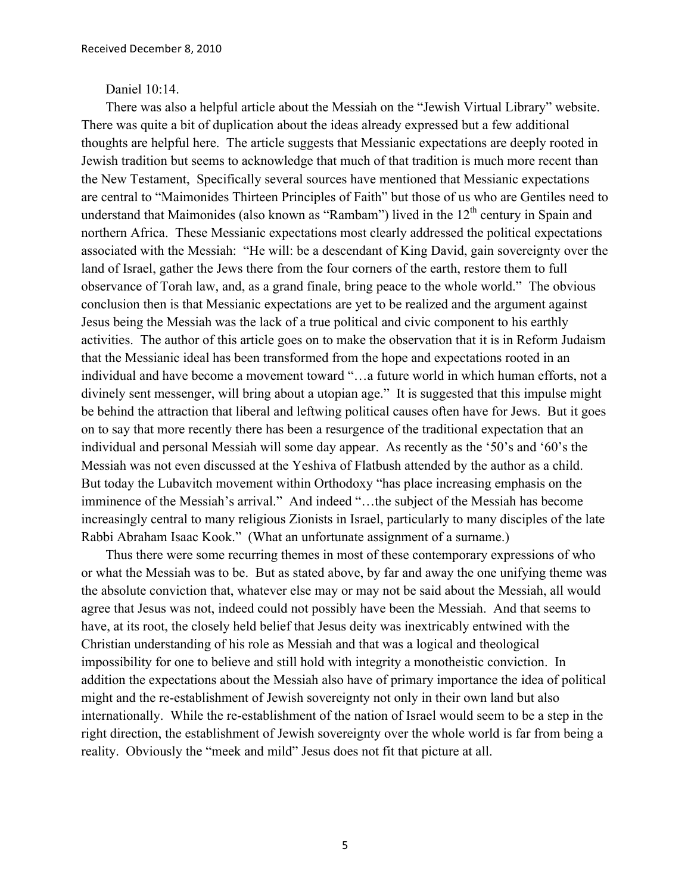Daniel 10:14.

There was also a helpful article about the Messiah on the "Jewish Virtual Library" website. There was quite a bit of duplication about the ideas already expressed but a few additional thoughts are helpful here. The article suggests that Messianic expectations are deeply rooted in Jewish tradition but seems to acknowledge that much of that tradition is much more recent than the New Testament, Specifically several sources have mentioned that Messianic expectations are central to "Maimonides Thirteen Principles of Faith" but those of us who are Gentiles need to understand that Maimonides (also known as "Rambam") lived in the 12th century in Spain and northern Africa. These Messianic expectations most clearly addressed the political expectations associated with the Messiah: "He will: be a descendant of King David, gain sovereignty over the land of Israel, gather the Jews there from the four corners of the earth, restore them to full observance of Torah law, and, as a grand finale, bring peace to the whole world." The obvious conclusion then is that Messianic expectations are yet to be realized and the argument against Jesus being the Messiah was the lack of a true political and civic component to his earthly activities. The author of this article goes on to make the observation that it is in Reform Judaism that the Messianic ideal has been transformed from the hope and expectations rooted in an individual and have become a movement toward "…a future world in which human efforts, not a divinely sent messenger, will bring about a utopian age." It is suggested that this impulse might be behind the attraction that liberal and leftwing political causes often have for Jews. But it goes on to say that more recently there has been a resurgence of the traditional expectation that an individual and personal Messiah will some day appear. As recently as the '50's and '60's the Messiah was not even discussed at the Yeshiva of Flatbush attended by the author as a child. But today the Lubavitch movement within Orthodoxy "has place increasing emphasis on the imminence of the Messiah's arrival." And indeed "…the subject of the Messiah has become increasingly central to many religious Zionists in Israel, particularly to many disciples of the late Rabbi Abraham Isaac Kook." (What an unfortunate assignment of a surname.)

Thus there were some recurring themes in most of these contemporary expressions of who or what the Messiah was to be. But as stated above, by far and away the one unifying theme was the absolute conviction that, whatever else may or may not be said about the Messiah, all would agree that Jesus was not, indeed could not possibly have been the Messiah. And that seems to have, at its root, the closely held belief that Jesus deity was inextricably entwined with the Christian understanding of his role as Messiah and that was a logical and theological impossibility for one to believe and still hold with integrity a monotheistic conviction. In addition the expectations about the Messiah also have of primary importance the idea of political might and the re-establishment of Jewish sovereignty not only in their own land but also internationally. While the re-establishment of the nation of Israel would seem to be a step in the right direction, the establishment of Jewish sovereignty over the whole world is far from being a reality. Obviously the "meek and mild" Jesus does not fit that picture at all.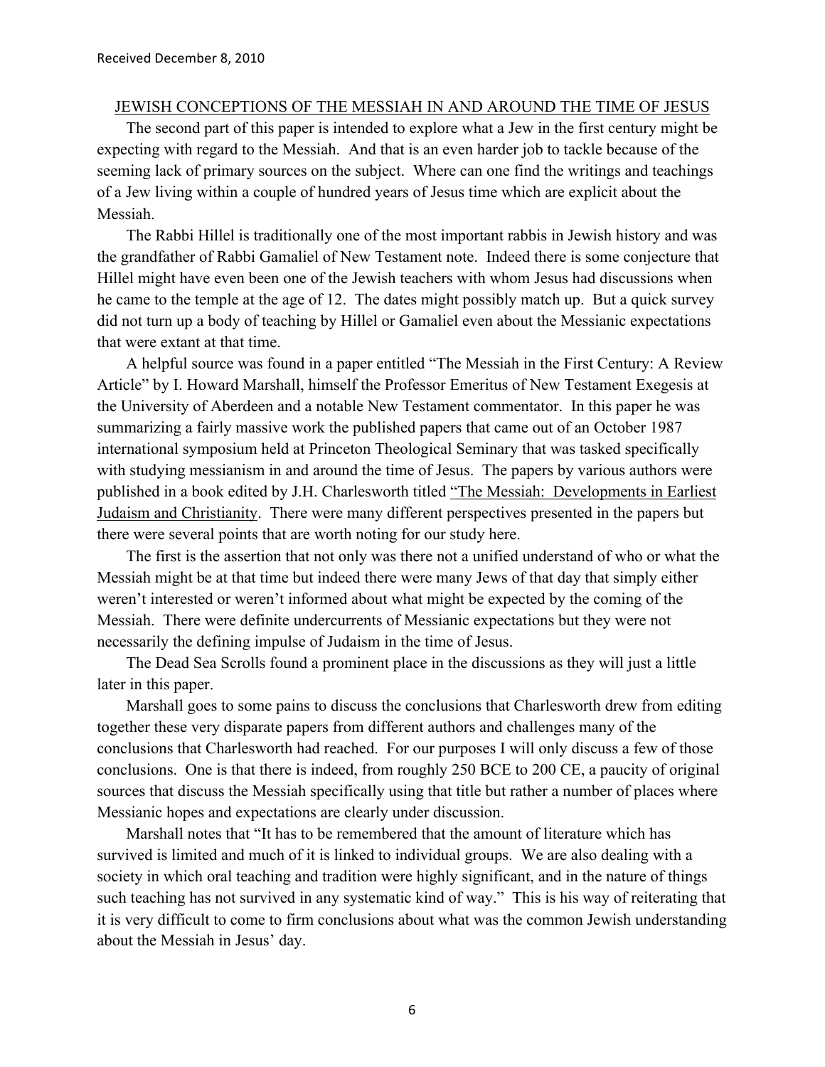Received December 8, 2010

## JEWISH CONCEPTIONS OF THE MESSIAH IN AND AROUND THE TIME OF JESUS

The second part of this paper is intended to explore what a Jew in the first century might be expecting with regard to the Messiah. And that is an even harder job to tackle because of the seeming lack of primary sources on the subject. Where can one find the writings and teachings of a Jew living within a couple of hundred years of Jesus time which are explicit about the Messiah.

The Rabbi Hillel is traditionally one of the most important rabbis in Jewish history and was the grandfather of Rabbi Gamaliel of New Testament note. Indeed there is some conjecture that Hillel might have even been one of the Jewish teachers with whom Jesus had discussions when he came to the temple at the age of 12. The dates might possibly match up. But a quick survey did not turn up a body of teaching by Hillel or Gamaliel even about the Messianic expectations that were extant at that time.

A helpful source was found in a paper entitled "The Messiah in the First Century: A Review Article" by I. Howard Marshall, himself the Professor Emeritus of New Testament Exegesis at the University of Aberdeen and a notable New Testament commentator. In this paper he was summarizing a fairly massive work the published papers that came out of an October 1987 international symposium held at Princeton Theological Seminary that was tasked specifically with studying messianism in and around the time of Jesus. The papers by various authors were published in a book edited by J.H. Charlesworth titled "The Messiah: Developments in Earliest Judaism and Christianity. There were many different perspectives presented in the papers but there were several points that are worth noting for our study here.

The first is the assertion that not only was there not a unified understand of who or what the Messiah might be at that time but indeed there were many Jews of that day that simply either weren't interested or weren't informed about what might be expected by the coming of the Messiah. There were definite undercurrents of Messianic expectations but they were not necessarily the defining impulse of Judaism in the time of Jesus.

The Dead Sea Scrolls found a prominent place in the discussions as they will just a little later in this paper.

Marshall goes to some pains to discuss the conclusions that Charlesworth drew from editing together these very disparate papers from different authors and challenges many of the conclusions that Charlesworth had reached. For our purposes I will only discuss a few of those conclusions. One is that there is indeed, from roughly 250 BCE to 200 CE, a paucity of original sources that discuss the Messiah specifically using that title but rather a number of places where Messianic hopes and expectations are clearly under discussion.

Marshall notes that "It has to be remembered that the amount of literature which has survived is limited and much of it is linked to individual groups. We are also dealing with a society in which oral teaching and tradition were highly significant, and in the nature of things such teaching has not survived in any systematic kind of way." This is his way of reiterating that it is very difficult to come to firm conclusions about what was the common Jewish understanding about the Messiah in Jesus' day.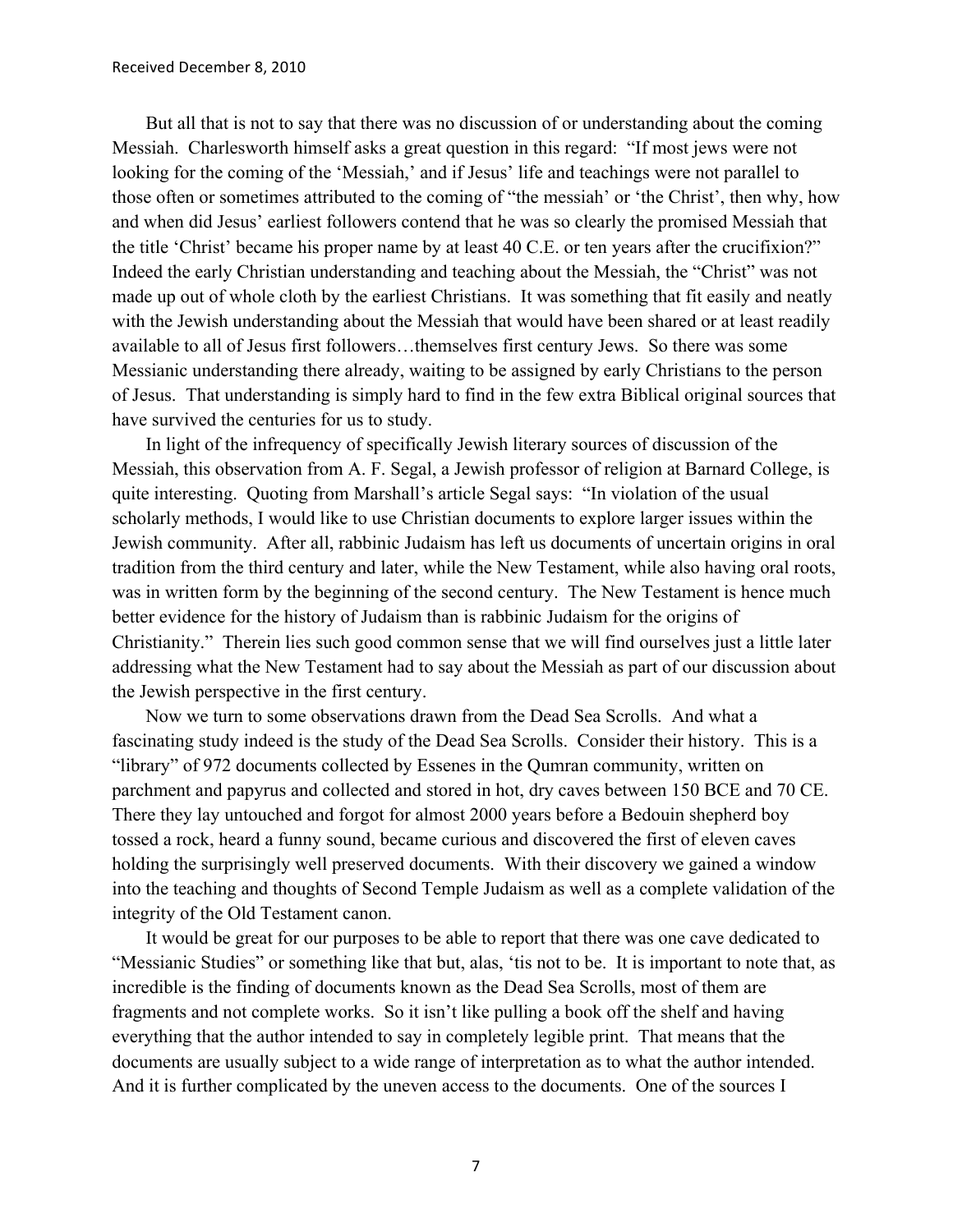Received December 8, 2010

But all that is not to say that there was no discussion of or understanding about the coming Messiah. Charlesworth himself asks a great question in this regard: "If most jews were not looking for the coming of the 'Messiah,' and if Jesus' life and teachings were not parallel to those often or sometimes attributed to the coming of "the messiah' or 'the Christ', then why, how and when did Jesus' earliest followers contend that he was so clearly the promised Messiah that the title 'Christ' became his proper name by at least 40 C.E. or ten years after the crucifixion?" Indeed the early Christian understanding and teaching about the Messiah, the "Christ" was not made up out of whole cloth by the earliest Christians. It was something that fit easily and neatly with the Jewish understanding about the Messiah that would have been shared or at least readily available to all of Jesus first followers…themselves first century Jews. So there was some Messianic understanding there already, waiting to be assigned by early Christians to the person of Jesus. That understanding is simply hard to find in the few extra Biblical original sources that have survived the centuries for us to study.

In light of the infrequency of specifically Jewish literary sources of discussion of the Messiah, this observation from A. F. Segal, a Jewish professor of religion at Barnard College, is quite interesting. Quoting from Marshall's article Segal says: "In violation of the usual scholarly methods, I would like to use Christian documents to explore larger issues within the Jewish community. After all, rabbinic Judaism has left us documents of uncertain origins in oral tradition from the third century and later, while the New Testament, while also having oral roots, was in written form by the beginning of the second century. The New Testament is hence much better evidence for the history of Judaism than is rabbinic Judaism for the origins of Christianity." Therein lies such good common sense that we will find ourselves just a little later addressing what the New Testament had to say about the Messiah as part of our discussion about the Jewish perspective in the first century.

Now we turn to some observations drawn from the Dead Sea Scrolls. And what a fascinating study indeed is the study of the Dead Sea Scrolls. Consider their history. This is a "library" of 972 documents collected by Essenes in the Qumran community, written on parchment and papyrus and collected and stored in hot, dry caves between 150 BCE and 70 CE. There they lay untouched and forgot for almost 2000 years before a Bedouin shepherd boy tossed a rock, heard a funny sound, became curious and discovered the first of eleven caves holding the surprisingly well preserved documents. With their discovery we gained a window into the teaching and thoughts of Second Temple Judaism as well as a complete validation of the integrity of the Old Testament canon.

It would be great for our purposes to be able to report that there was one cave dedicated to "Messianic Studies" or something like that but, alas, 'tis not to be. It is important to note that, as incredible is the finding of documents known as the Dead Sea Scrolls, most of them are fragments and not complete works. So it isn't like pulling a book off the shelf and having everything that the author intended to say in completely legible print. That means that the documents are usually subject to a wide range of interpretation as to what the author intended. And it is further complicated by the uneven access to the documents. One of the sources I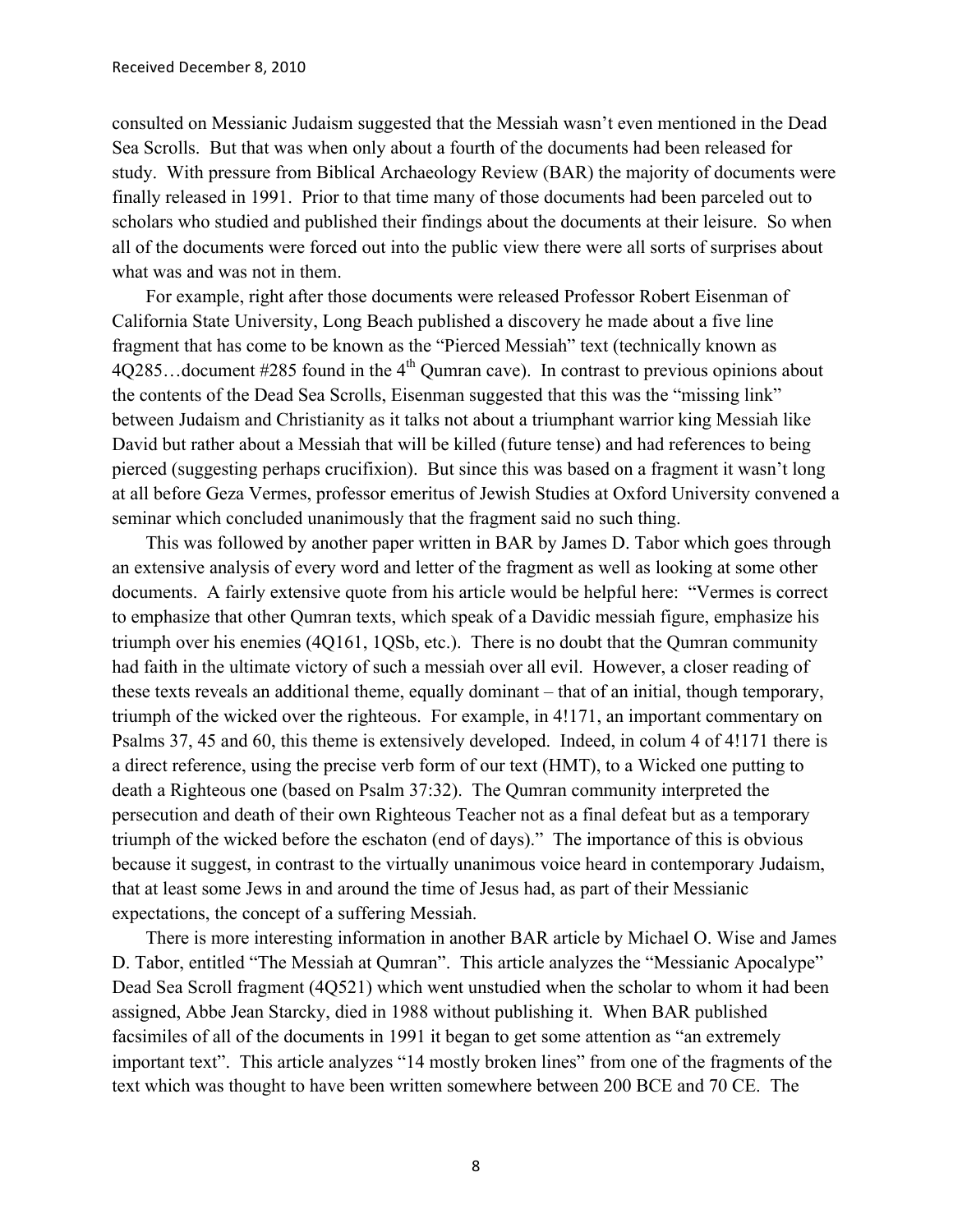consulted on Messianic Judaism suggested that the Messiah wasn't even mentioned in the Dead Sea Scrolls. But that was when only about a fourth of the documents had been released for study. With pressure from Biblical Archaeology Review (BAR) the majority of documents were finally released in 1991. Prior to that time many of those documents had been parceled out to scholars who studied and published their findings about the documents at their leisure. So when all of the documents were forced out into the public view there were all sorts of surprises about what was and was not in them.

For example, right after those documents were released Professor Robert Eisenman of California State University, Long Beach published a discovery he made about a five line fragment that has come to be known as the "Pierced Messiah" text (technically known as 4Q285…document #285 found in the 4th Qumran cave). In contrast to previous opinions about the contents of the Dead Sea Scrolls, Eisenman suggested that this was the "missing link" between Judaism and Christianity as it talks not about a triumphant warrior king Messiah like David but rather about a Messiah that will be killed (future tense) and had references to being pierced (suggesting perhaps crucifixion). But since this was based on a fragment it wasn't long at all before Geza Vermes, professor emeritus of Jewish Studies at Oxford University convened a seminar which concluded unanimously that the fragment said no such thing.

This was followed by another paper written in BAR by James D. Tabor which goes through an extensive analysis of every word and letter of the fragment as well as looking at some other documents. A fairly extensive quote from his article would be helpful here: "Vermes is correct to emphasize that other Qumran texts, which speak of a Davidic messiah figure, emphasize his triumph over his enemies (4Q161, 1QSb, etc.). There is no doubt that the Qumran community had faith in the ultimate victory of such a messiah over all evil. However, a closer reading of these texts reveals an additional theme, equally dominant – that of an initial, though temporary, triumph of the wicked over the righteous. For example, in 4!171, an important commentary on Psalms 37, 45 and 60, this theme is extensively developed. Indeed, in colum 4 of 4!171 there is a direct reference, using the precise verb form of our text (HMT), to a Wicked one putting to death a Righteous one (based on Psalm 37:32). The Qumran community interpreted the persecution and death of their own Righteous Teacher not as a final defeat but as a temporary triumph of the wicked before the eschaton (end of days)." The importance of this is obvious because it suggest, in contrast to the virtually unanimous voice heard in contemporary Judaism, that at least some Jews in and around the time of Jesus had, as part of their Messianic expectations, the concept of a suffering Messiah.

There is more interesting information in another BAR article by Michael O. Wise and James D. Tabor, entitled "The Messiah at Qumran". This article analyzes the "Messianic Apocalypse" Dead Sea Scroll fragment (4Q521) which went unstudied when the scholar to whom it had been assigned, Abbe Jean Starcky, died in 1988 without publishing it. When BAR published facsimiles of all of the documents in 1991 it began to get some attention as "an extremely important text". This article analyzes "14 mostly broken lines" from one of the fragments of the text which was thought to have been written somewhere between 200 BCE and 70 CE. The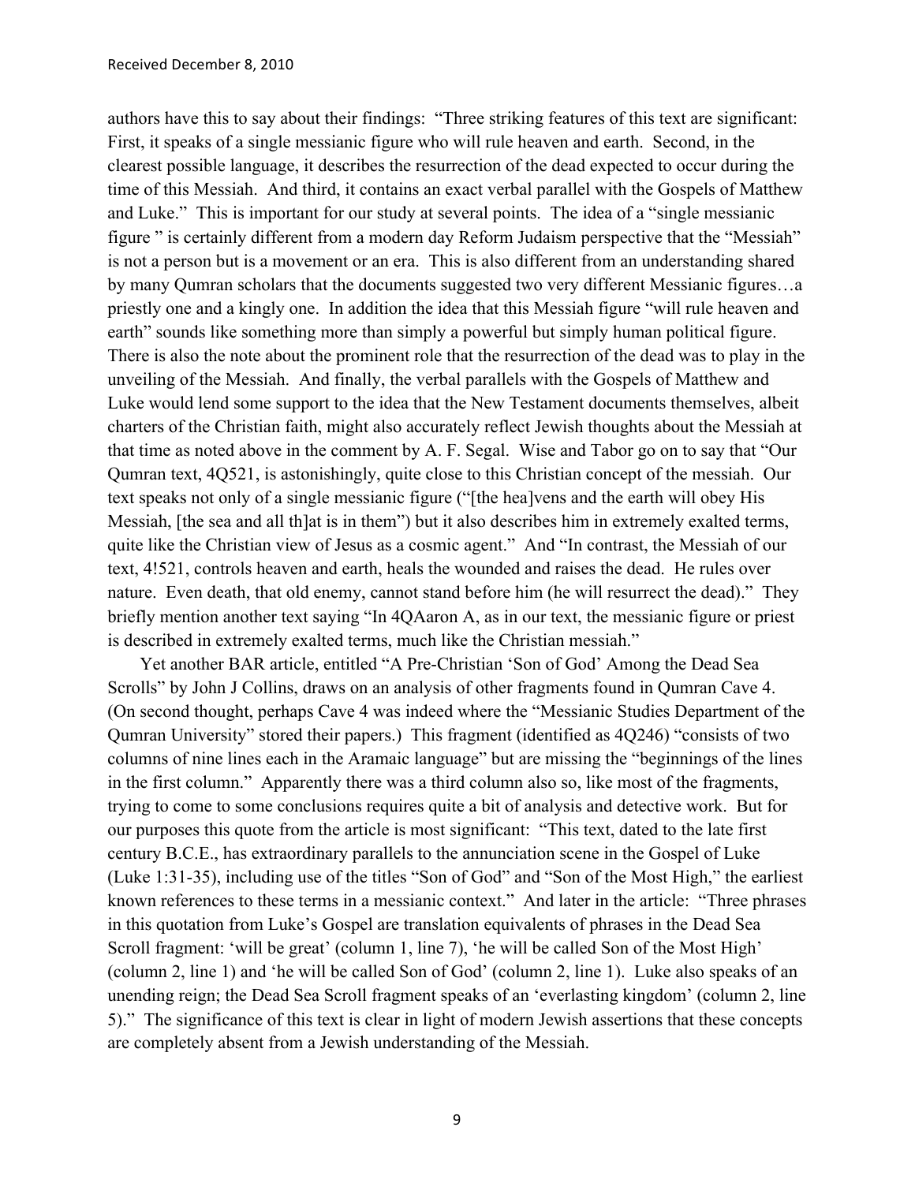authors have this to say about their findings: "Three striking features of this text are significant: First, it speaks of a single messianic figure who will rule heaven and earth. Second, in the clearest possible language, it describes the resurrection of the dead expected to occur during the time of this Messiah. And third, it contains an exact verbal parallel with the Gospels of Matthew and Luke." This is important for our study at several points. The idea of a "single messianic figure " is certainly different from a modern day Reform Judaism perspective that the "Messiah" is not a person but is a movement or an era. This is also different from an understanding shared by many Qumran scholars that the documents suggested two very different Messianic figures…a priestly one and a kingly one. In addition the idea that this Messiah figure "will rule heaven and earth" sounds like something more than simply a powerful but simply human political figure. There is also the note about the prominent role that the resurrection of the dead was to play in the unveiling of the Messiah. And finally, the verbal parallels with the Gospels of Matthew and Luke would lend some support to the idea that the New Testament documents themselves, albeit charters of the Christian faith, might also accurately reflect Jewish thoughts about the Messiah at that time as noted above in the comment by A. F. Segal. Wise and Tabor go on to say that "Our Qumran text, 4Q521, is astonishingly, quite close to this Christian concept of the messiah. Our text speaks not only of a single messianic figure ("[the hea]vens and the earth will obey His Messiah, [the sea and all th]at is in them") but it also describes him in extremely exalted terms, quite like the Christian view of Jesus as a cosmic agent." And "In contrast, the Messiah of our text, 4!521, controls heaven and earth, heals the wounded and raises the dead. He rules over nature. Even death, that old enemy, cannot stand before him (he will resurrect the dead)." They briefly mention another text saying "In 4QAaron A, as in our text, the messianic figure or priest is described in extremely exalted terms, much like the Christian messiah."

Yet another BAR article, entitled "A Pre-Christian 'Son of God' Among the Dead Sea Scrolls" by John J Collins, draws on an analysis of other fragments found in Qumran Cave 4. (On second thought, perhaps Cave 4 was indeed where the "Messianic Studies Department of the Qumran University" stored their papers.) This fragment (identified as 4Q246) "consists of two columns of nine lines each in the Aramaic language" but are missing the "beginnings of the lines in the first column." Apparently there was a third column also so, like most of the fragments, trying to come to some conclusions requires quite a bit of analysis and detective work. But for our purposes this quote from the article is most significant: "This text, dated to the late first century B.C.E., has extraordinary parallels to the annunciation scene in the Gospel of Luke (Luke 1:31-35), including use of the titles "Son of God" and "Son of the Most High," the earliest known references to these terms in a messianic context." And later in the article: "Three phrases in this quotation from Luke's Gospel are translation equivalents of phrases in the Dead Sea Scroll fragment: 'will be great' (column 1, line 7), 'he will be called Son of the Most High' (column 2, line 1) and 'he will be called Son of God' (column 2, line 1). Luke also speaks of an unending reign; the Dead Sea Scroll fragment speaks of an 'everlasting kingdom' (column 2, line 5)." The significance of this text is clear in light of modern Jewish assertions that these concepts are completely absent from a Jewish understanding of the Messiah.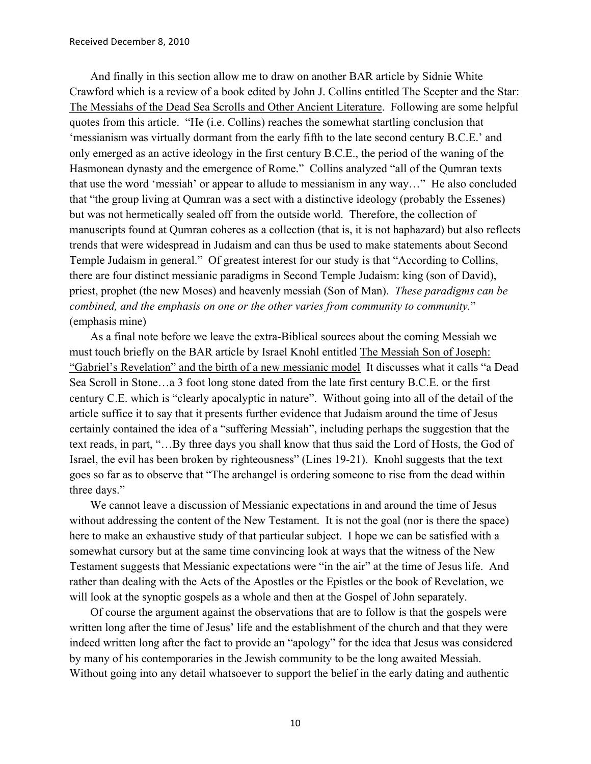And finally in this section allow me to draw on another BAR article by Sidnie White Crawford which is a review of a book edited by John J. Collins entitled The Scepter and the Star: The Messiahs of the Dead Sea Scrolls and Other Ancient Literature. Following are some helpful quotes from this article. "He (i.e. Collins) reaches the somewhat startling conclusion that 'messianism was virtually dormant from the early fifth to the late second century B.C.E.' and only emerged as an active ideology in the first century B.C.E., the period of the waning of the Hasmonean dynasty and the emergence of Rome." Collins analyzed "all of the Qumran texts that use the word 'messiah' or appear to allude to messianism in any way…" He also concluded that "the group living at Qumran was a sect with a distinctive ideology (probably the Essenes) but was not hermetically sealed off from the outside world. Therefore, the collection of manuscripts found at Qumran coheres as a collection (that is, it is not haphazard) but also reflects trends that were widespread in Judaism and can thus be used to make statements about Second Temple Judaism in general." Of greatest interest for our study is that "According to Collins, there are four distinct messianic paradigms in Second Temple Judaism: king (son of David), priest, prophet (the new Moses) and heavenly messiah (Son of Man). *These paradigms can be combined, and the emphasis on one or the other varies from community to community.*" (emphasis mine)

As a final note before we leave the extra-Biblical sources about the coming Messiah we must touch briefly on the BAR article by Israel Knohl entitled The Messiah Son of Joseph: "Gabriel's Revelation" and the birth of a new messianic model It discusses what it calls "a Dead Sea Scroll in Stone…a 3 foot long stone dated from the late first century B.C.E. or the first century C.E. which is "clearly apocalyptic in nature". Without going into all of the detail of the article suffice it to say that it presents further evidence that Judaism around the time of Jesus certainly contained the idea of a "suffering Messiah", including perhaps the suggestion that the text reads, in part, "…By three days you shall know that thus said the Lord of Hosts, the God of Israel, the evil has been broken by righteousness" (Lines 19-21). Knohl suggests that the text goes so far as to observe that "The archangel is ordering someone to rise from the dead within three days."

We cannot leave a discussion of Messianic expectations in and around the time of Jesus without addressing the content of the New Testament. It is not the goal (nor is there the space) here to make an exhaustive study of that particular subject. I hope we can be satisfied with a somewhat cursory but at the same time convincing look at ways that the witness of the New Testament suggests that Messianic expectations were "in the air" at the time of Jesus life. And rather than dealing with the Acts of the Apostles or the Epistles or the book of Revelation, we will look at the synoptic gospels as a whole and then at the Gospel of John separately.

Of course the argument against the observations that are to follow is that the gospels were written long after the time of Jesus' life and the establishment of the church and that they were indeed written long after the fact to provide an "apology" for the idea that Jesus was considered by many of his contemporaries in the Jewish community to be the long awaited Messiah. Without going into any detail whatsoever to support the belief in the early dating and authentic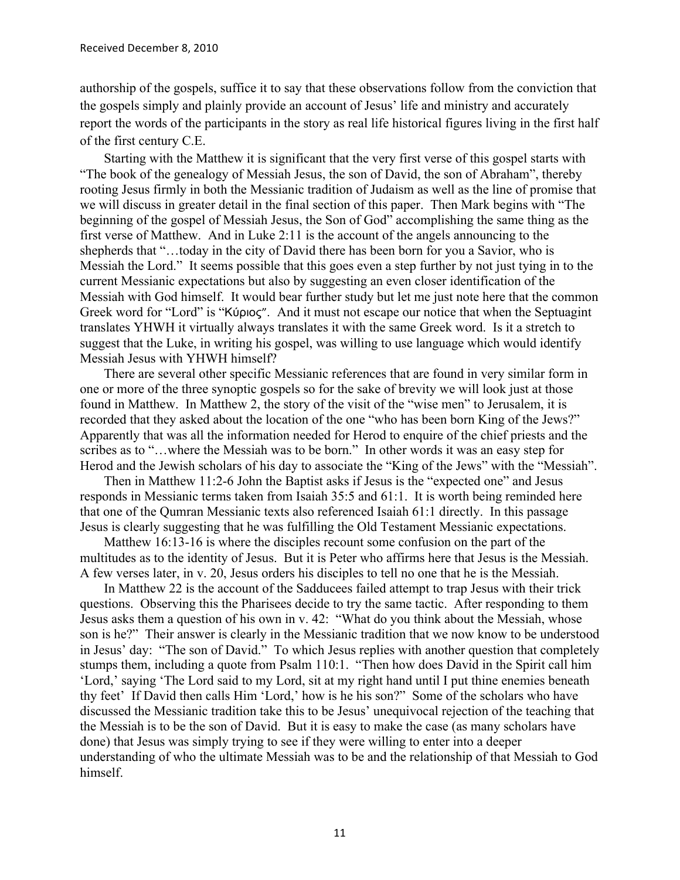authorship of the gospels, suffice it to say that these observations follow from the conviction that the gospels simply and plainly provide an account of Jesus' life and ministry and accurately report the words of the participants in the story as real life historical figures living in the first half of the first century C.E.

Starting with the Matthew it is significant that the very first verse of this gospel starts with "The book of the genealogy of Messiah Jesus, the son of David, the son of Abraham", thereby rooting Jesus firmly in both the Messianic tradition of Judaism as well as the line of promise that we will discuss in greater detail in the final section of this paper. Then Mark begins with "The beginning of the gospel of Messiah Jesus, the Son of God" accomplishing the same thing as the first verse of Matthew. And in Luke 2:11 is the account of the angels announcing to the shepherds that "…today in the city of David there has been born for you a Savior, who is Messiah the Lord." It seems possible that this goes even a step further by not just tying in to the current Messianic expectations but also by suggesting an even closer identification of the Messiah with God himself. It would bear further study but let me just note here that the common Greek word for "Lord" is "Κύριος". And it must not escape our notice that when the Septuagint translates YHWH it virtually always translates it with the same Greek word. Is it a stretch to suggest that the Luke, in writing his gospel, was willing to use language which would identify Messiah Jesus with YHWH himself?

There are several other specific Messianic references that are found in very similar form in one or more of the three synoptic gospels so for the sake of brevity we will look just at those found in Matthew. In Matthew 2, the story of the visit of the "wise men" to Jerusalem, it is recorded that they asked about the location of the one "who has been born King of the Jews?" Apparently that was all the information needed for Herod to enquire of the chief priests and the scribes as to "…where the Messiah was to be born." In other words it was an easy step for Herod and the Jewish scholars of his day to associate the "King of the Jews" with the "Messiah".

Then in Matthew 11:2-6 John the Baptist asks if Jesus is the "expected one" and Jesus responds in Messianic terms taken from Isaiah 35:5 and 61:1. It is worth being reminded here that one of the Qumran Messianic texts also referenced Isaiah 61:1 directly. In this passage Jesus is clearly suggesting that he was fulfilling the Old Testament Messianic expectations.

Matthew 16:13-16 is where the disciples recount some confusion on the part of the multitudes as to the identity of Jesus. But it is Peter who affirms here that Jesus is the Messiah. A few verses later, in v. 20, Jesus orders his disciples to tell no one that he is the Messiah.

In Matthew 22 is the account of the Sadducees failed attempt to trap Jesus with their trick questions. Observing this the Pharisees decide to try the same tactic. After responding to them Jesus asks them a question of his own in v. 42: "What do you think about the Messiah, whose son is he?" Their answer is clearly in the Messianic tradition that we now know to be understood in Jesus' day: "The son of David." To which Jesus replies with another question that completely stumps them, including a quote from Psalm 110:1. "Then how does David in the Spirit call him 'Lord,' saying 'The Lord said to my Lord, sit at my right hand until I put thine enemies beneath thy feet' If David then calls Him 'Lord,' how is he his son?" Some of the scholars who have discussed the Messianic tradition take this to be Jesus' unequivocal rejection of the teaching that the Messiah is to be the son of David. But it is easy to make the case (as many scholars have done) that Jesus was simply trying to see if they were willing to enter into a deeper understanding of who the ultimate Messiah was to be and the relationship of that Messiah to God himself.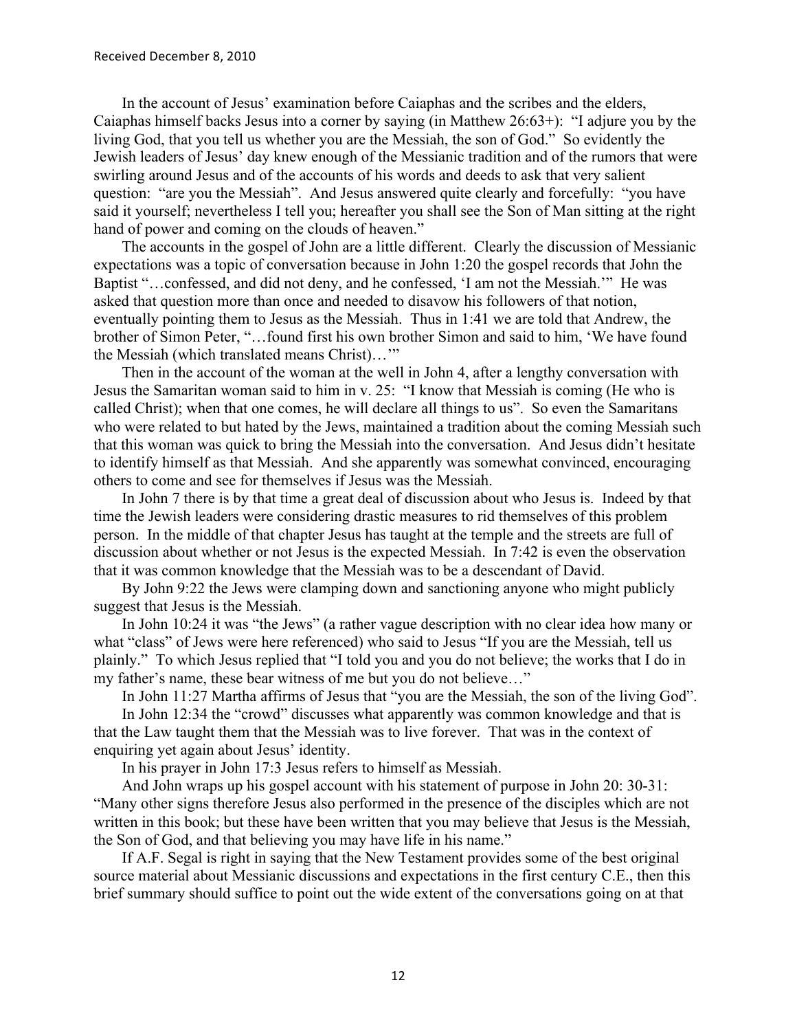In the account of Jesus' examination before Caiaphas and the scribes and the elders, Caiaphas himself backs Jesus into a corner by saying (in Matthew 26:63+): "I adjure you by the living God, that you tell us whether you are the Messiah, the son of God." So evidently the Jewish leaders of Jesus' day knew enough of the Messianic tradition and of the rumors that were swirling around Jesus and of the accounts of his words and deeds to ask that very salient question: "are you the Messiah". And Jesus answered quite clearly and forcefully: "you have said it yourself; nevertheless I tell you; hereafter you shall see the Son of Man sitting at the right hand of power and coming on the clouds of heaven."

The accounts in the gospel of John are a little different. Clearly the discussion of Messianic expectations was a topic of conversation because in John 1:20 the gospel records that John the Baptist "…confessed, and did not deny, and he confessed, 'I am not the Messiah.'" He was asked that question more than once and needed to disavow his followers of that notion, eventually pointing them to Jesus as the Messiah. Thus in 1:41 we are told that Andrew, the brother of Simon Peter, "…found first his own brother Simon and said to him, 'We have found the Messiah (which translated means Christ)…'"

Then in the account of the woman at the well in John 4, after a lengthy conversation with Jesus the Samaritan woman said to him in v. 25: "I know that Messiah is coming (He who is called Christ); when that one comes, he will declare all things to us". So even the Samaritans who were related to but hated by the Jews, maintained a tradition about the coming Messiah such that this woman was quick to bring the Messiah into the conversation. And Jesus didn't hesitate to identify himself as that Messiah. And she apparently was somewhat convinced, encouraging others to come and see for themselves if Jesus was the Messiah.

In John 7 there is by that time a great deal of discussion about who Jesus is. Indeed by that time the Jewish leaders were considering drastic measures to rid themselves of this problem person. In the middle of that chapter Jesus has taught at the temple and the streets are full of discussion about whether or not Jesus is the expected Messiah. In 7:42 is even the observation that it was common knowledge that the Messiah was to be a descendant of David.

By John 9:22 the Jews were clamping down and sanctioning anyone who might publicly suggest that Jesus is the Messiah.

In John 10:24 it was "the Jews" (a rather vague description with no clear idea how many or what "class" of Jews were here referenced) who said to Jesus "If you are the Messiah, tell us plainly." To which Jesus replied that "I told you and you do not believe; the works that I do in my father's name, these bear witness of me but you do not believe…"

In John 11:27 Martha affirms of Jesus that "you are the Messiah, the son of the living God".

In John 12:34 the "crowd" discusses what apparently was common knowledge and that is that the Law taught them that the Messiah was to live forever. That was in the context of enquiring yet again about Jesus' identity.

In his prayer in John 17:3 Jesus refers to himself as Messiah.

And John wraps up his gospel account with his statement of purpose in John 20: 30-31: "Many other signs therefore Jesus also performed in the presence of the disciples which are not written in this book; but these have been written that you may believe that Jesus is the Messiah, the Son of God, and that believing you may have life in his name."

If A.F. Segal is right in saying that the New Testament provides some of the best original source material about Messianic discussions and expectations in the first century C.E., then this brief summary should suffice to point out the wide extent of the conversations going on at that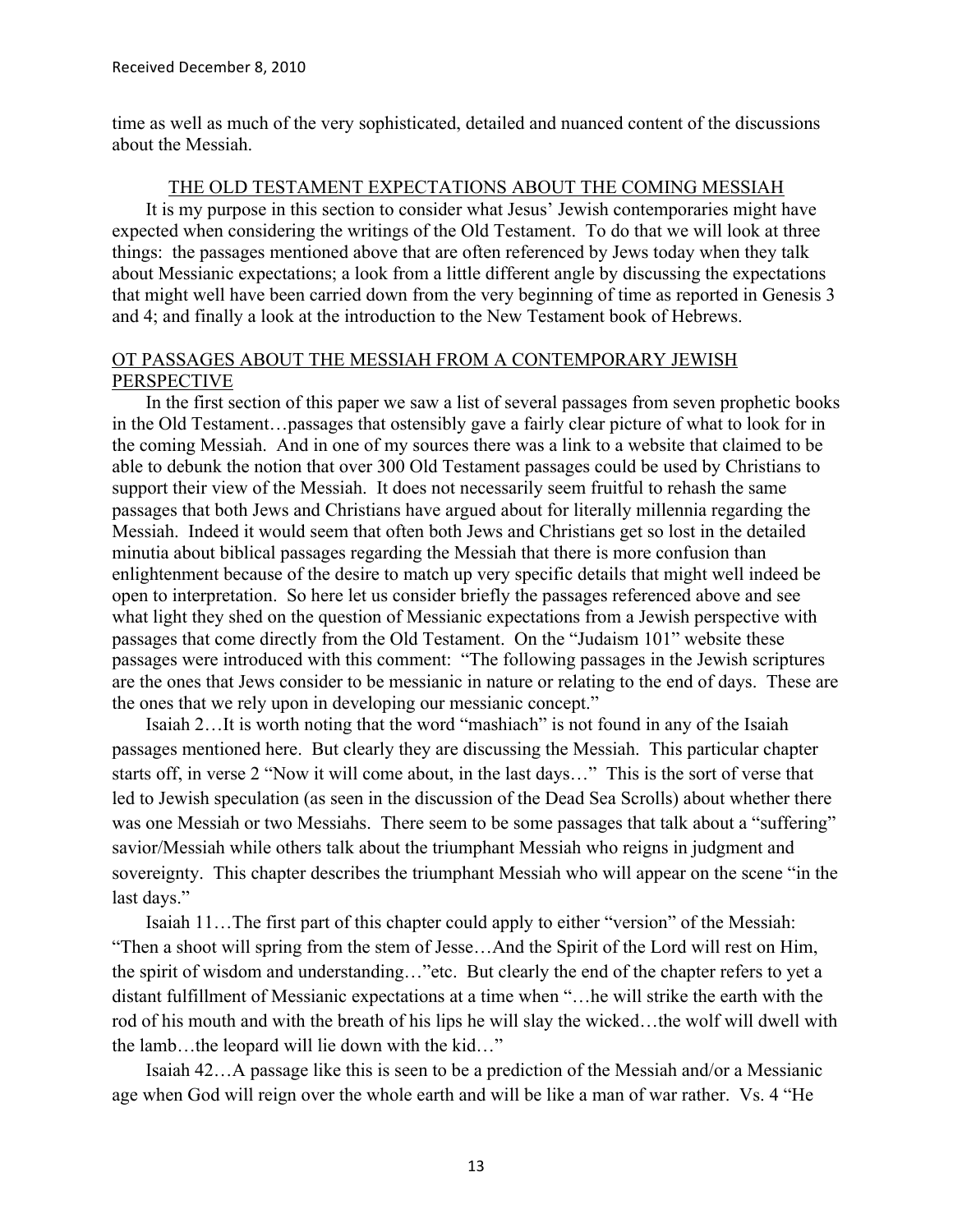time as well as much of the very sophisticated, detailed and nuanced content of the discussions about the Messiah.

## THE OLD TESTAMENT EXPECTATIONS ABOUT THE COMING MESSIAH

It is my purpose in this section to consider what Jesus' Jewish contemporaries might have expected when considering the writings of the Old Testament. To do that we will look at three things: the passages mentioned above that are often referenced by Jews today when they talk about Messianic expectations; a look from a little different angle by discussing the expectations that might well have been carried down from the very beginning of time as reported in Genesis 3 and 4; and finally a look at the introduction to the New Testament book of Hebrews.

### OT PASSAGES ABOUT THE MESSIAH FROM A CONTEMPORARY JEWISH PERSPECTIVE

In the first section of this paper we saw a list of several passages from seven prophetic books in the Old Testament…passages that ostensibly gave a fairly clear picture of what to look for in the coming Messiah. And in one of my sources there was a link to a website that claimed to be able to debunk the notion that over 300 Old Testament passages could be used by Christians to support their view of the Messiah. It does not necessarily seem fruitful to rehash the same passages that both Jews and Christians have argued about for literally millennia regarding the Messiah. Indeed it would seem that often both Jews and Christians get so lost in the detailed minutia about biblical passages regarding the Messiah that there is more confusion than enlightenment because of the desire to match up very specific details that might well indeed be open to interpretation. So here let us consider briefly the passages referenced above and see what light they shed on the question of Messianic expectations from a Jewish perspective with passages that come directly from the Old Testament. On the "Judaism 101" website these passages were introduced with this comment: "The following passages in the Jewish scriptures are the ones that Jews consider to be messianic in nature or relating to the end of days. These are the ones that we rely upon in developing our messianic concept."

Isaiah 2…It is worth noting that the word "mashiach" is not found in any of the Isaiah passages mentioned here. But clearly they are discussing the Messiah. This particular chapter starts off, in verse 2 "Now it will come about, in the last days…" This is the sort of verse that led to Jewish speculation (as seen in the discussion of the Dead Sea Scrolls) about whether there was one Messiah or two Messiahs. There seem to be some passages that talk about a "suffering" savior/Messiah while others talk about the triumphant Messiah who reigns in judgment and sovereignty. This chapter describes the triumphant Messiah who will appear on the scene "in the last days."

Isaiah 11…The first part of this chapter could apply to either "version" of the Messiah: "Then a shoot will spring from the stem of Jesse…And the Spirit of the Lord will rest on Him, the spirit of wisdom and understanding…"etc. But clearly the end of the chapter refers to yet a distant fulfillment of Messianic expectations at a time when "…he will strike the earth with the rod of his mouth and with the breath of his lips he will slay the wicked…the wolf will dwell with the lamb…the leopard will lie down with the kid…"

Isaiah 42…A passage like this is seen to be a prediction of the Messiah and/or a Messianic age when God will reign over the whole earth and will be like a man of war rather. Vs. 4 "He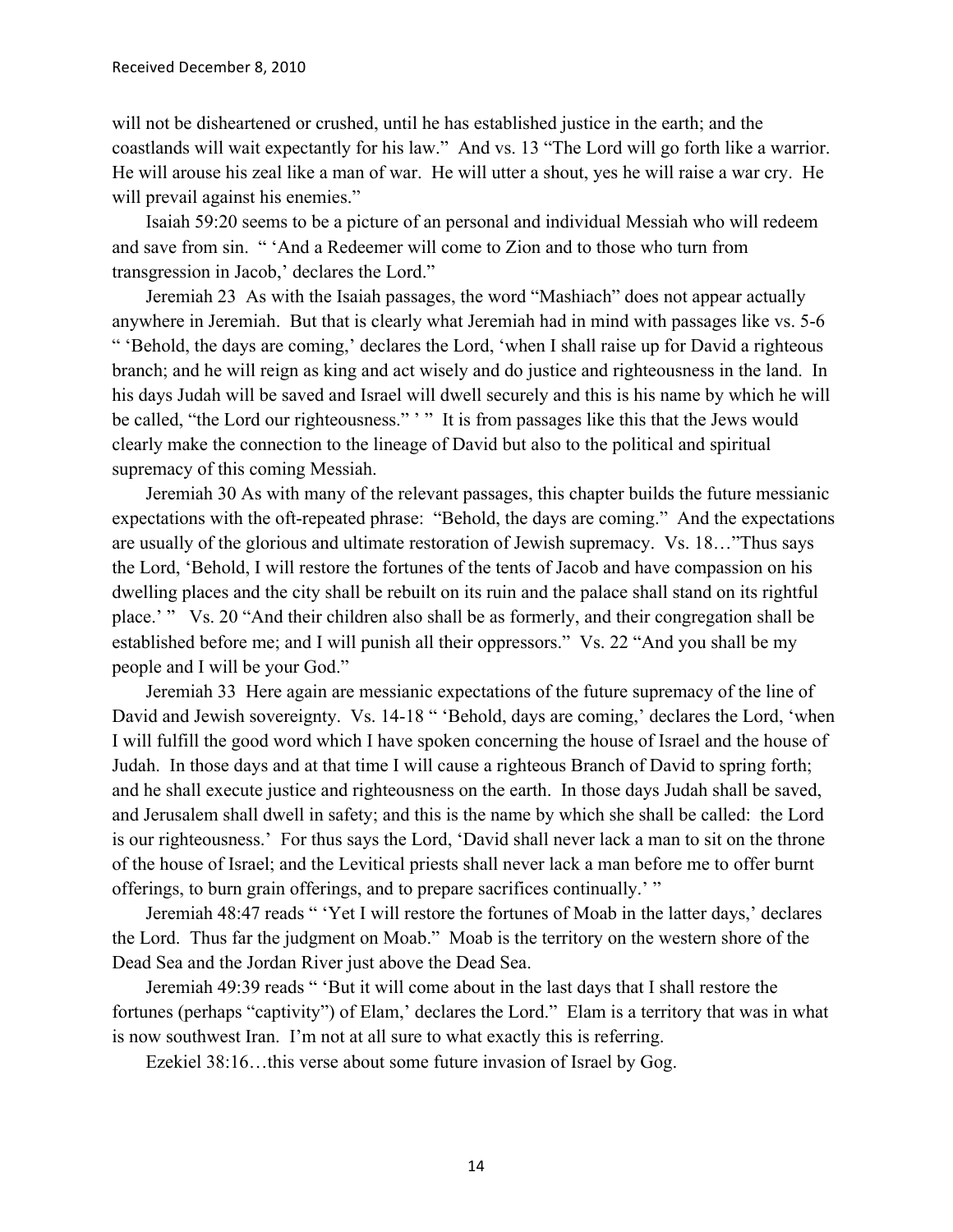will not be disheartened or crushed, until he has established justice in the earth; and the coastlands will wait expectantly for his law." And vs. 13 "The Lord will go forth like a warrior. He will arouse his zeal like a man of war. He will utter a shout, yes he will raise a war cry. He will prevail against his enemies."

Isaiah 59:20 seems to be a picture of an personal and individual Messiah who will redeem and save from sin. " 'And a Redeemer will come to Zion and to those who turn from transgression in Jacob,' declares the Lord."

Jeremiah 23 As with the Isaiah passages, the word "Mashiach" does not appear actually anywhere in Jeremiah. But that is clearly what Jeremiah had in mind with passages like vs. 5-6 " 'Behold, the days are coming,' declares the Lord, 'when I shall raise up for David a righteous branch; and he will reign as king and act wisely and do justice and righteousness in the land. In his days Judah will be saved and Israel will dwell securely and this is his name by which he will be called, "the Lord our righteousness." ' " It is from passages like this that the Jews would clearly make the connection to the lineage of David but also to the political and spiritual supremacy of this coming Messiah.

Jeremiah 30 As with many of the relevant passages, this chapter builds the future messianic expectations with the oft-repeated phrase: "Behold, the days are coming." And the expectations are usually of the glorious and ultimate restoration of Jewish supremacy. Vs. 18…"Thus says the Lord, 'Behold, I will restore the fortunes of the tents of Jacob and have compassion on his dwelling places and the city shall be rebuilt on its ruin and the palace shall stand on its rightful place.' " Vs. 20 "And their children also shall be as formerly, and their congregation shall be established before me; and I will punish all their oppressors." Vs. 22 "And you shall be my people and I will be your God."

Jeremiah 33 Here again are messianic expectations of the future supremacy of the line of David and Jewish sovereignty. Vs. 14-18 " 'Behold, days are coming,' declares the Lord, 'when I will fulfill the good word which I have spoken concerning the house of Israel and the house of Judah. In those days and at that time I will cause a righteous Branch of David to spring forth; and he shall execute justice and righteousness on the earth. In those days Judah shall be saved, and Jerusalem shall dwell in safety; and this is the name by which she shall be called: the Lord is our righteousness.' For thus says the Lord, 'David shall never lack a man to sit on the throne of the house of Israel; and the Levitical priests shall never lack a man before me to offer burnt offerings, to burn grain offerings, and to prepare sacrifices continually.' "

Jeremiah 48:47 reads " 'Yet I will restore the fortunes of Moab in the latter days,' declares the Lord. Thus far the judgment on Moab." Moab is the territory on the western shore of the Dead Sea and the Jordan River just above the Dead Sea.

Jeremiah 49:39 reads " 'But it will come about in the last days that I shall restore the fortunes (perhaps "captivity") of Elam,' declares the Lord." Elam is a territory that was in what is now southwest Iran. I'm not at all sure to what exactly this is referring.

Ezekiel 38:16…this verse about some future invasion of Israel by Gog.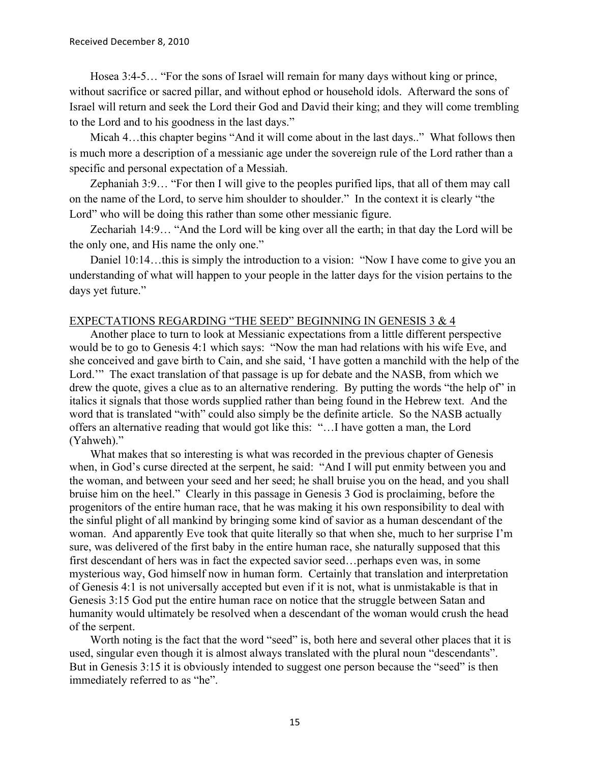Hosea 3:4-5… "For the sons of Israel will remain for many days without king or prince, without sacrifice or sacred pillar, and without ephod or household idols. Afterward the sons of Israel will return and seek the Lord their God and David their king; and they will come trembling to the Lord and to his goodness in the last days."

Micah 4…this chapter begins "And it will come about in the last days.." What follows then is much more a description of a messianic age under the sovereign rule of the Lord rather than a specific and personal expectation of a Messiah.

Zephaniah 3:9… "For then I will give to the peoples purified lips, that all of them may call on the name of the Lord, to serve him shoulder to shoulder." In the context it is clearly "the Lord" who will be doing this rather than some other messianic figure.

Zechariah 14:9… "And the Lord will be king over all the earth; in that day the Lord will be the only one, and His name the only one."

Daniel 10:14…this is simply the introduction to a vision: "Now I have come to give you an understanding of what will happen to your people in the latter days for the vision pertains to the days yet future."

## EXPECTATIONS REGARDING "THE SEED" BEGINNING IN GENESIS 3 & 4

Another place to turn to look at Messianic expectations from a little different perspective would be to go to Genesis 4:1 which says: "Now the man had relations with his wife Eve, and she conceived and gave birth to Cain, and she said, 'I have gotten a manchild with the help of the Lord.'" The exact translation of that passage is up for debate and the NASB, from which we drew the quote, gives a clue as to an alternative rendering. By putting the words "the help of" in italics it signals that those words supplied rather than being found in the Hebrew text. And the word that is translated "with" could also simply be the definite article. So the NASB actually offers an alternative reading that would got like this: "…I have gotten a man, the Lord (Yahweh)."

What makes that so interesting is what was recorded in the previous chapter of Genesis when, in God's curse directed at the serpent, he said: "And I will put enmity between you and the woman, and between your seed and her seed; he shall bruise you on the head, and you shall bruise him on the heel." Clearly in this passage in Genesis 3 God is proclaiming, before the progenitors of the entire human race, that he was making it his own responsibility to deal with the sinful plight of all mankind by bringing some kind of savior as a human descendant of the woman. And apparently Eve took that quite literally so that when she, much to her surprise I'm sure, was delivered of the first baby in the entire human race, she naturally supposed that this first descendant of hers was in fact the expected savior seed…perhaps even was, in some mysterious way, God himself now in human form. Certainly that translation and interpretation of Genesis 4:1 is not universally accepted but even if it is not, what is unmistakable is that in Genesis 3:15 God put the entire human race on notice that the struggle between Satan and humanity would ultimately be resolved when a descendant of the woman would crush the head of the serpent.

Worth noting is the fact that the word "seed" is, both here and several other places that it is used, singular even though it is almost always translated with the plural noun "descendants". But in Genesis 3:15 it is obviously intended to suggest one person because the "seed" is then immediately referred to as "he".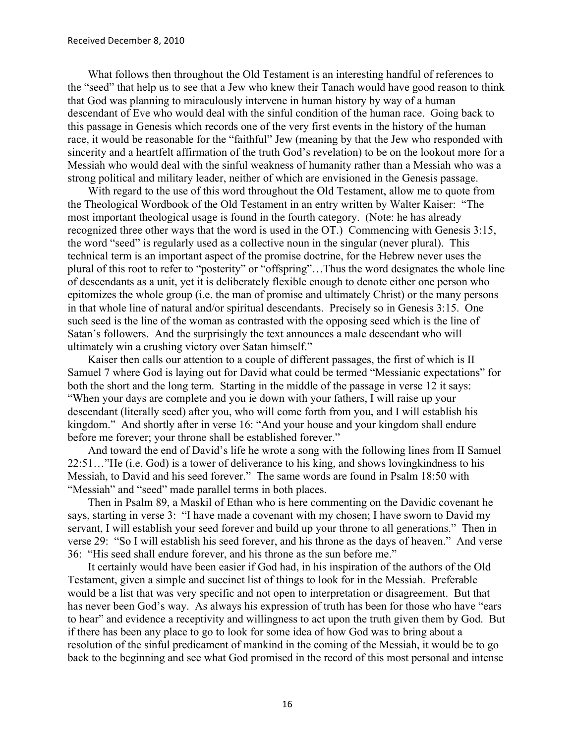What follows then throughout the Old Testament is an interesting handful of references to the "seed" that help us to see that a Jew who knew their Tanach would have good reason to think that God was planning to miraculously intervene in human history by way of a human descendant of Eve who would deal with the sinful condition of the human race. Going back to this passage in Genesis which records one of the very first events in the history of the human race, it would be reasonable for the "faithful" Jew (meaning by that the Jew who responded with sincerity and a heartfelt affirmation of the truth God's revelation) to be on the lookout more for a Messiah who would deal with the sinful weakness of humanity rather than a Messiah who was a strong political and military leader, neither of which are envisioned in the Genesis passage.

With regard to the use of this word throughout the Old Testament, allow me to quote from the Theological Wordbook of the Old Testament in an entry written by Walter Kaiser: "The most important theological usage is found in the fourth category. (Note: he has already recognized three other ways that the word is used in the OT.) Commencing with Genesis 3:15, the word "seed" is regularly used as a collective noun in the singular (never plural). This technical term is an important aspect of the promise doctrine, for the Hebrew never uses the plural of this root to refer to "posterity" or "offspring"…Thus the word designates the whole line of descendants as a unit, yet it is deliberately flexible enough to denote either one person who epitomizes the whole group (i.e. the man of promise and ultimately Christ) or the many persons in that whole line of natural and/or spiritual descendants. Precisely so in Genesis 3:15. One such seed is the line of the woman as contrasted with the opposing seed which is the line of Satan's followers. And the surprisingly the text announces a male descendant who will ultimately win a crushing victory over Satan himself."

Kaiser then calls our attention to a couple of different passages, the first of which is II Samuel 7 where God is laying out for David what could be termed "Messianic expectations" for both the short and the long term. Starting in the middle of the passage in verse 12 it says: "When your days are complete and you ie down with your fathers, I will raise up your descendant (literally seed) after you, who will come forth from you, and I will establish his kingdom." And shortly after in verse 16: "And your house and your kingdom shall endure before me forever; your throne shall be established forever."

And toward the end of David's life he wrote a song with the following lines from II Samuel 22:51…"He (i.e. God) is a tower of deliverance to his king, and shows lovingkindness to his Messiah, to David and his seed forever." The same words are found in Psalm 18:50 with "Messiah" and "seed" made parallel terms in both places.

Then in Psalm 89, a Maskil of Ethan who is here commenting on the Davidic covenant he says, starting in verse 3: "I have made a covenant with my chosen; I have sworn to David my servant, I will establish your seed forever and build up your throne to all generations." Then in verse 29: "So I will establish his seed forever, and his throne as the days of heaven." And verse 36: "His seed shall endure forever, and his throne as the sun before me."

It certainly would have been easier if God had, in his inspiration of the authors of the Old Testament, given a simple and succinct list of things to look for in the Messiah. Preferable would be a list that was very specific and not open to interpretation or disagreement. But that has never been God's way. As always his expression of truth has been for those who have "ears to hear" and evidence a receptivity and willingness to act upon the truth given them by God. But if there has been any place to go to look for some idea of how God was to bring about a resolution of the sinful predicament of mankind in the coming of the Messiah, it would be to go back to the beginning and see what God promised in the record of this most personal and intense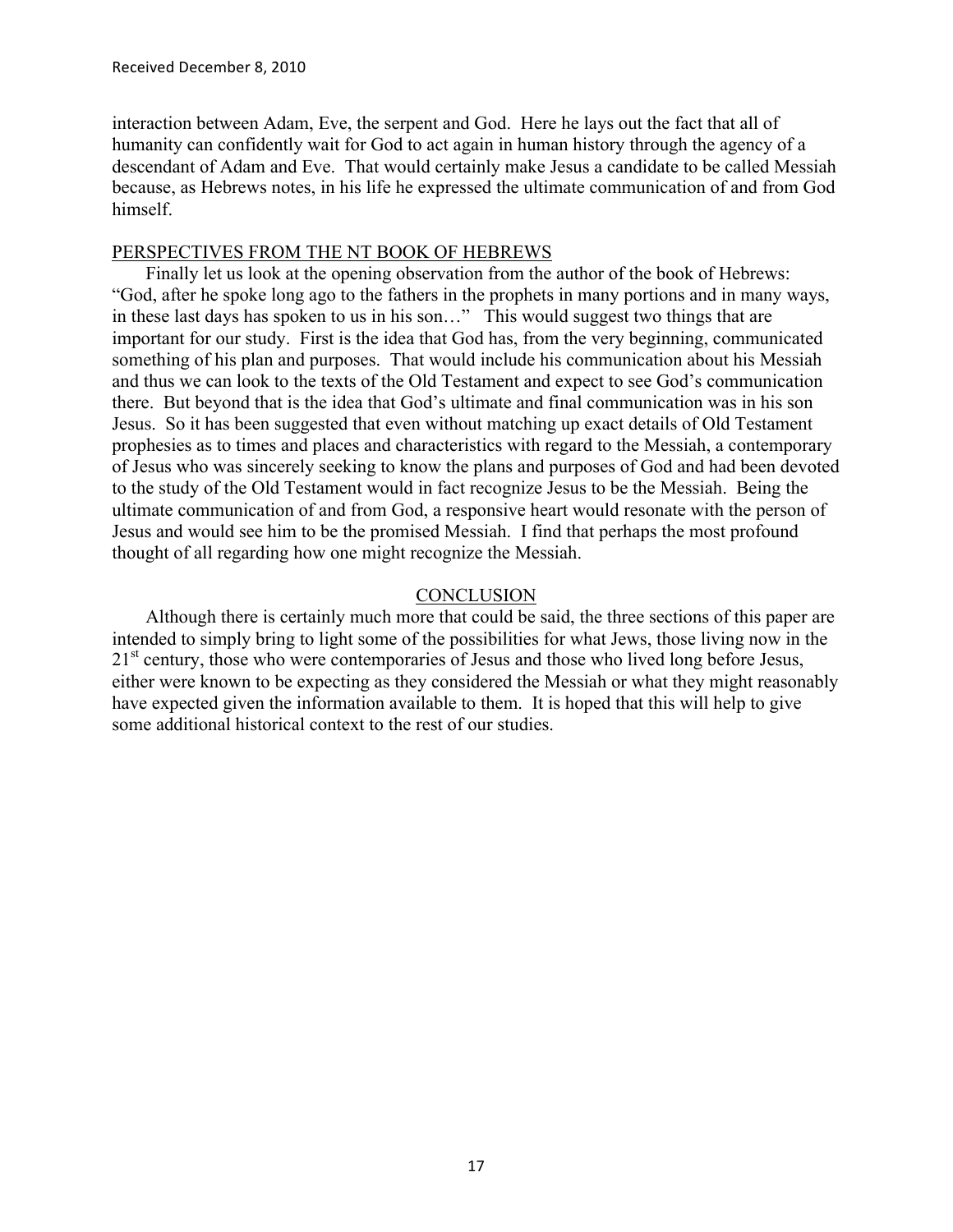interaction between Adam, Eve, the serpent and God. Here he lays out the fact that all of humanity can confidently wait for God to act again in human history through the agency of a descendant of Adam and Eve. That would certainly make Jesus a candidate to be called Messiah because, as Hebrews notes, in his life he expressed the ultimate communication of and from God himself.

## PERSPECTIVES FROM THE NT BOOK OF HEBREWS

Finally let us look at the opening observation from the author of the book of Hebrews: "God, after he spoke long ago to the fathers in the prophets in many portions and in many ways, in these last days has spoken to us in his son…" This would suggest two things that are important for our study. First is the idea that God has, from the very beginning, communicated something of his plan and purposes. That would include his communication about his Messiah and thus we can look to the texts of the Old Testament and expect to see God's communication there. But beyond that is the idea that God's ultimate and final communication was in his son Jesus. So it has been suggested that even without matching up exact details of Old Testament prophesies as to times and places and characteristics with regard to the Messiah, a contemporary of Jesus who was sincerely seeking to know the plans and purposes of God and had been devoted to the study of the Old Testament would in fact recognize Jesus to be the Messiah. Being the ultimate communication of and from God, a responsive heart would resonate with the person of Jesus and would see him to be the promised Messiah. I find that perhaps the most profound thought of all regarding how one might recognize the Messiah.

## CONCLUSION

Although there is certainly much more that could be said, the three sections of this paper are intended to simply bring to light some of the possibilities for what Jews, those living now in the 21st century, those who were contemporaries of Jesus and those who lived long before Jesus, either were known to be expecting as they considered the Messiah or what they might reasonably have expected given the information available to them. It is hoped that this will help to give some additional historical context to the rest of our studies.